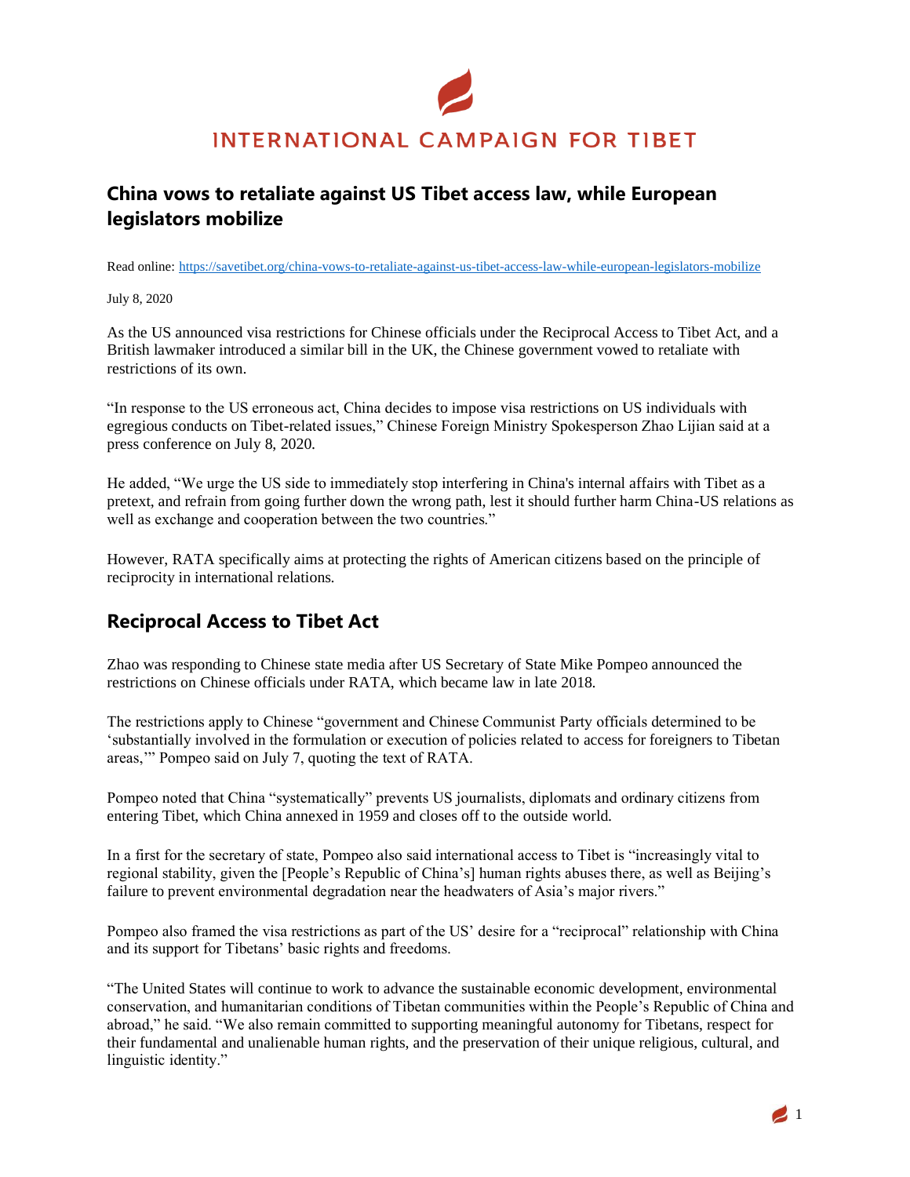INTERNATIONAL CAMPAIGN FOR TIBET

# China vows to retaliate against US Tibet access law, while European legislators mobilize

Read online: https://savetibet.org/china-vows-to-retaliate-against-us-tibet-access-law-while-european-legislators-mobilize

July 8, 2020

As the US announced visa restrictions for Chinese officials under the Reciprocal Access to Tibet Act, and a British lawmaker introduced a similar bill in the UK, the Chinese government vowed to retaliate with restrictions of its own.

"In response to the US erroneous act, China decides to impose visa restrictions on US individuals with egregious conducts on Tibet-related issues," Chinese Foreign Ministry Spokesperson Zhao Lijian said at a press conference on July 8, 2020.

He added, "We urge the US side to immediately stop interfering in China's internal affairs with Tibet as a pretext, and refrain from going further down the wrong path, lest it should further harm China-US relations as well as exchange and cooperation between the two countries."

However, RATA specifically aims at protecting the rights of American citizens based on the principle of reciprocity in international relations.

## Reciprocal Access to Tibet Act

Zhao was responding to Chinese state media after US Secretary of State Mike Pompeo announced the restrictions on Chinese officials under RATA, which became law in late 2018.

The restrictions apply to Chinese "government and Chinese Communist Party officials determined to be 'substantially involved in the formulation or execution of policies related to access for foreigners to Tibetan areas,'" Pompeo said on July 7, quoting the text of RATA.

Pompeo noted that China "systematically" prevents US journalists, diplomats and ordinary citizens from entering Tibet, which China annexed in 1959 and closes off to the outside world.

In a first for the secretary of state, Pompeo also said international access to Tibet is "increasingly vital to regional stability, given the [People's Republic of China's] human rights abuses there, as well as Beijing's failure to prevent environmental degradation near the headwaters of Asia's major rivers."

Pompeo also framed the visa restrictions as part of the US' desire for a "reciprocal" relationship with China and its support for Tibetans' basic rights and freedoms.

"The United States will continue to work to advance the sustainable economic development, environmental conservation, and humanitarian conditions of Tibetan communities within the People's Republic of China and abroad," he said. "We also remain committed to supporting meaningful autonomy for Tibetans, respect for their fundamental and unalienable human rights, and the preservation of their unique religious, cultural, and linguistic identity."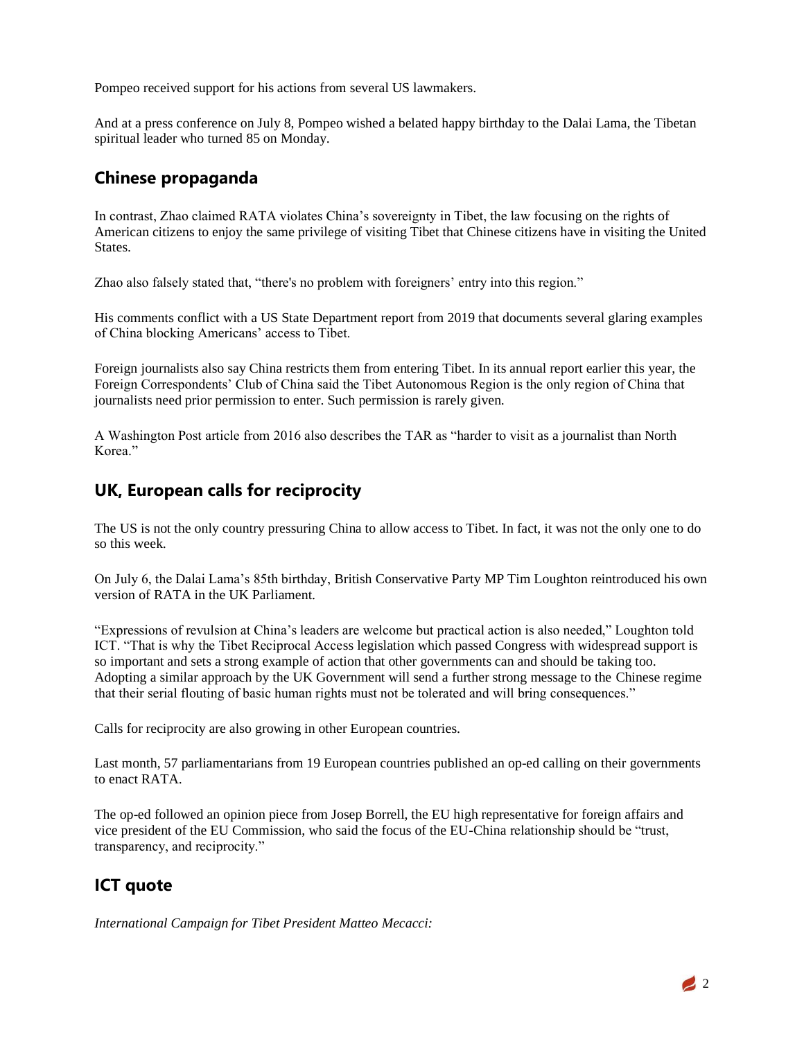Pompeo received support for his actions from several US lawmakers.

And at a press conference on July 8, Pompeo wished a belated happy birthday to the Dalai Lama, the Tibetan spiritual leader who turned 85 on Monday.

## Chinese propaganda

In contrast, Zhao claimed RATA violates China's sovereignty in Tibet, the law focusing on the rights of American citizens to enjoy the same privilege of visiting Tibet that Chinese citizens have in visiting the United States.

Zhao also falsely stated that, "there's no problem with foreigners' entry into this region."

His comments conflict with a US State Department report from 2019 that documents several glaring examples of China blocking Americans' access to Tibet.

Foreign journalists also say China restricts them from entering Tibet. In its annual report earlier this year, the Foreign Correspondents' Club of China said the Tibet Autonomous Region is the only region of China that journalists need prior permission to enter. Such permission is rarely given.

A Washington Post article from 2016 also describes the TAR as "harder to visit as a journalist than North Korea."

## UK, European calls for reciprocity

The US is not the only country pressuring China to allow access to Tibet. In fact, it was not the only one to do so this week.

On July 6, the Dalai Lama's 85th birthday, British Conservative Party MP Tim Loughton reintroduced his own version of RATA in the UK Parliament.

"Expressions of revulsion at China's leaders are welcome but practical action is also needed," Loughton told ICT. "That is why the Tibet Reciprocal Access legislation which passed Congress with widespread support is so important and sets a strong example of action that other governments can and should be taking too. Adopting a similar approach by the UK Government will send a further strong message to the Chinese regime that their serial flouting of basic human rights must not be tolerated and will bring consequences."

Calls for reciprocity are also growing in other European countries.

Last month, 57 parliamentarians from 19 European countries published an op-ed calling on their governments to enact RATA.

The op-ed followed an opinion piece from Josep Borrell, the EU high representative for foreign affairs and vice president of the EU Commission, who said the focus of the EU-China relationship should be "trust, transparency, and reciprocity."

## ICT quote

*International Campaign for Tibet President Matteo Mecacci:*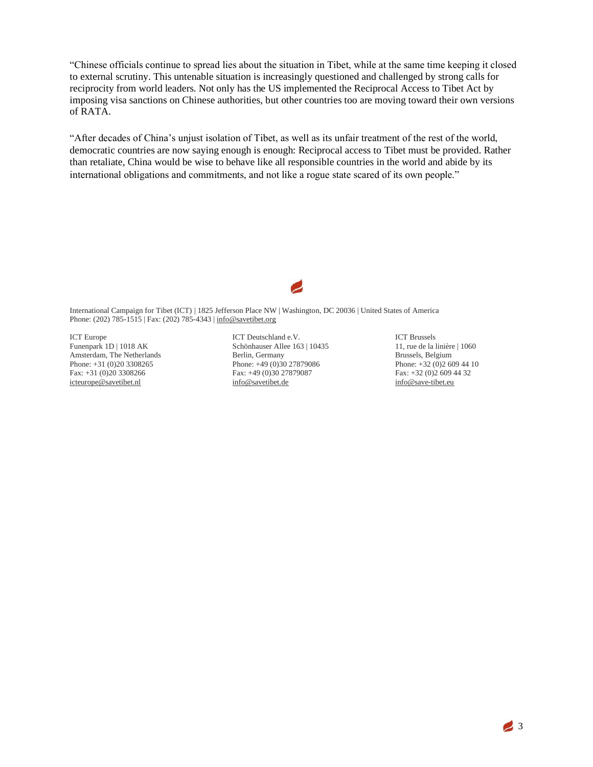"Chinese officials continue to spread lies about the situation in Tibet, while at the same time keeping it closed to external scrutiny. This untenable situation is increasingly questioned and challenged by strong calls for reciprocity from world leaders. Not only has the US implemented the Reciprocal Access to Tibet Act by imposing visa sanctions on Chinese authorities, but other countries too are moving toward their own versions of RATA.

"After decades of China's unjust isolation of Tibet, as well as its unfair treatment of the rest of the world, democratic countries are now saying enough is enough: Reciprocal access to Tibet must be provided. Rather than retaliate, China would be wise to behave like all responsible countries in the world and abide by its international obligations and commitments, and not like a rogue state scared of its own people."

International Campaign for Tibet (ICT) | 1825 Jefferson Place NW | Washington, DC 20036 | United States of America
Phone: (202) 785-1515 | Fax: (202) 785-4343 | info@savetibet.org

ICT Europe
Funenpark 1D | 1018 AK
Amsterdam, The Netherlands
Phone: +31 (0)20 3308265
Fax: +31 (0)20 3308266
icteurope@savetibet.nl

ICT Deutschland e.V.
Schönhauser Allee 163 | 10435
Berlin, Germany
Phone: +49 (0)30 27879086
Fax: +49 (0)30 27879087
info@savetibet.de

ICT Brussels
11, rue de la linière | 1060
Brussels, Belgium
Phone: +32 (0)2 609 44 10
Fax: +32 (0)2 609 44 32
info@save-tibet.eu